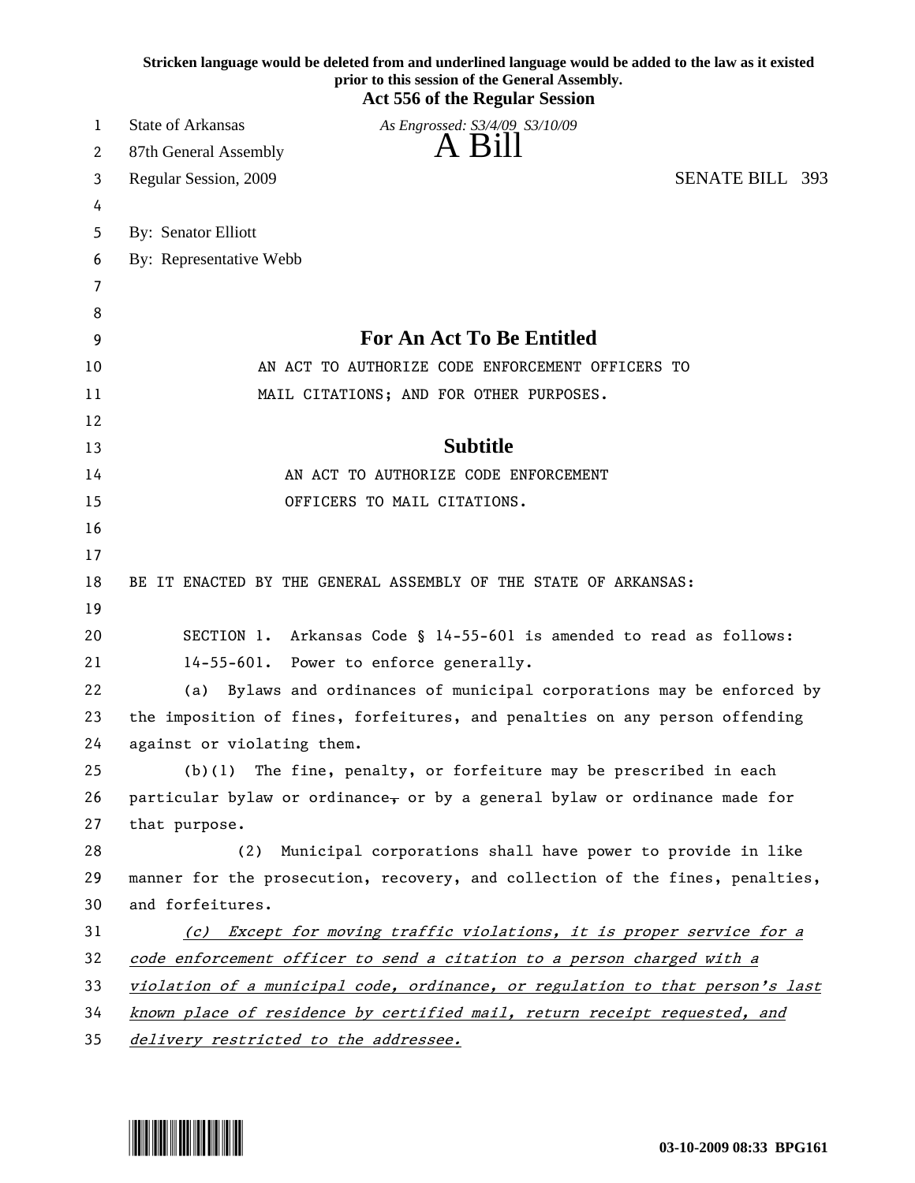**Stricken language would be deleted from and underlined language would be added to the law as it existed prior to this session of the General Assembly.**

**Act 556 of the Regular Session**

State of Arkansas — *As Engrossed: S3/4/09 S3/10/09*

87th General Assembly — A Bill

Regular Session, 2009 — SENATE BILL 393

By: Senator Elliott

By: Representative Webb

## For An Act To Be Entitled

AN ACT TO AUTHORIZE CODE ENFORCEMENT OFFICERS TO MAIL CITATIONS; AND FOR OTHER PURPOSES.

## Subtitle

AN ACT TO AUTHORIZE CODE ENFORCEMENT OFFICERS TO MAIL CITATIONS.

BE IT ENACTED BY THE GENERAL ASSEMBLY OF THE STATE OF ARKANSAS:

SECTION 1. Arkansas Code § 14-55-601 is amended to read as follows:

14-55-601. Power to enforce generally.

(a) Bylaws and ordinances of municipal corporations may be enforced by the imposition of fines, forfeitures, and penalties on any person offending against or violating them.

(b)(1) The fine, penalty, or forfeiture may be prescribed in each particular bylaw or ordinance~~,~~ or by a general bylaw or ordinance made for that purpose.

(2) Municipal corporations shall have power to provide in like manner for the prosecution, recovery, and collection of the fines, penalties, and forfeitures.

*<u>(c) Except for moving traffic violations, it is proper service for a code enforcement officer to send a citation to a person charged with a violation of a municipal code, ordinance, or regulation to that person's last known place of residence by certified mail, return receipt requested, and delivery restricted to the addressee.</u>*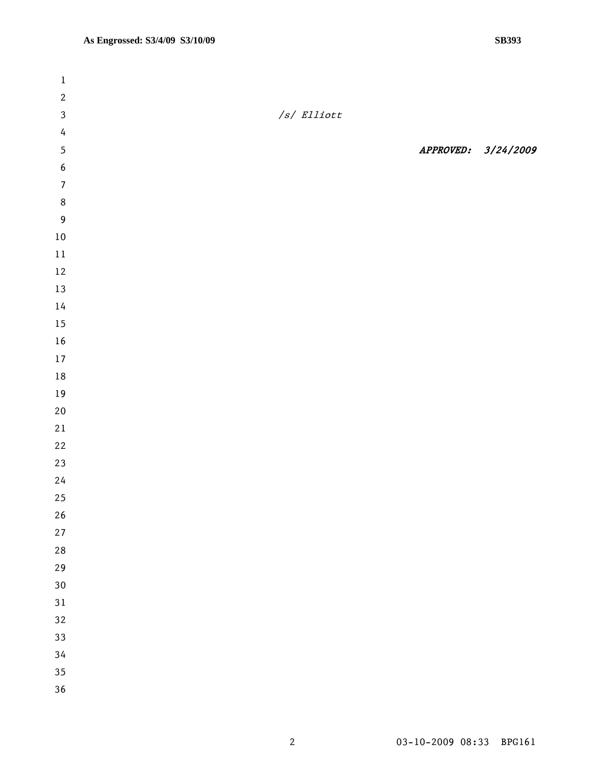*/s/ Elliott*

***APPROVED: 3/24/2009***